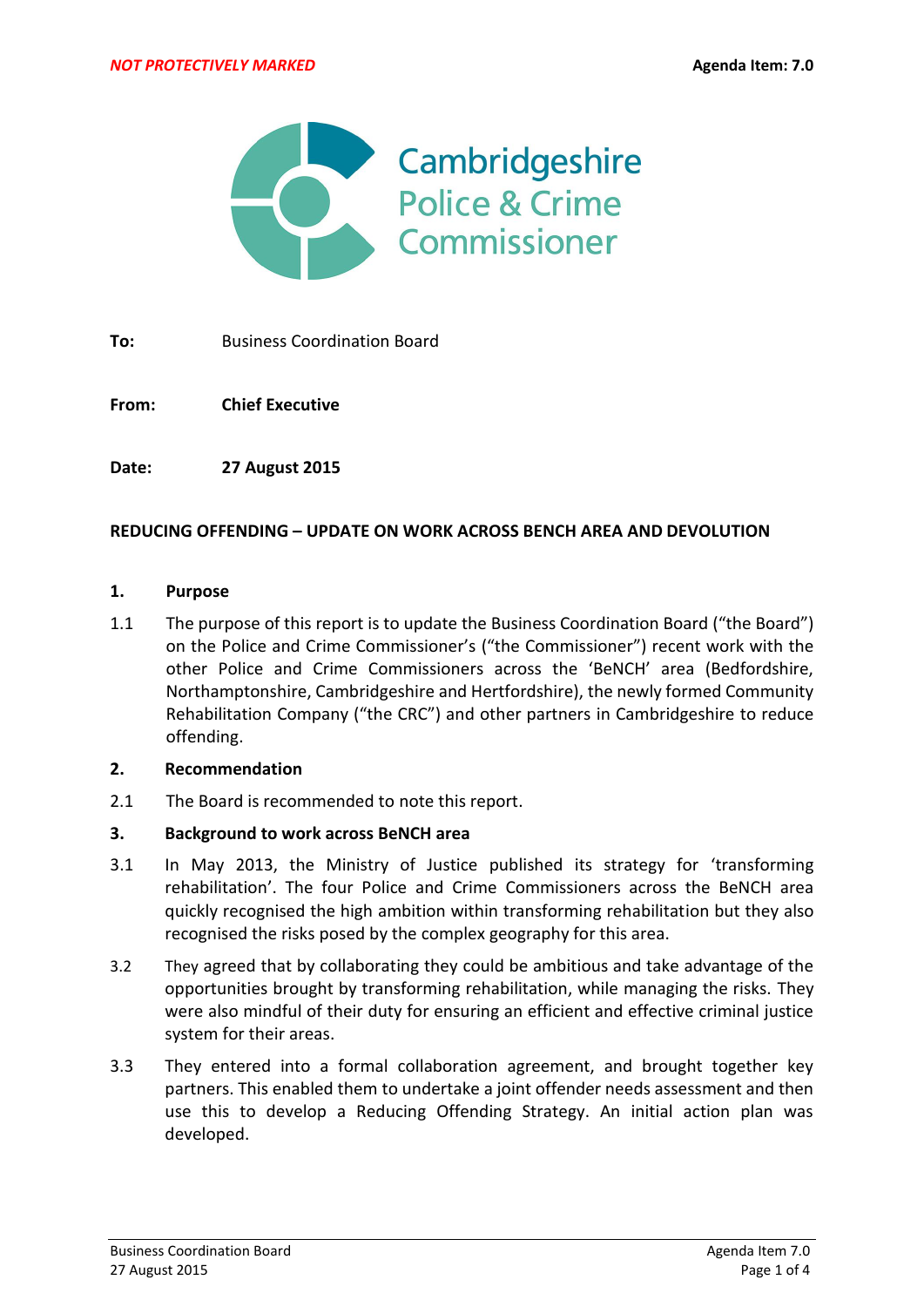*NOT PROTECTIVELY MARKED* **Agenda Item: 7.0**

Cambridgeshire Police & Crime Commissioner

**To:** Business Coordination Board

**From:** **Chief Executive**

**Date:** **27 August 2015**

**REDUCING OFFENDING – UPDATE ON WORK ACROSS BENCH AREA AND DEVOLUTION**

**1. Purpose**

1.1 The purpose of this report is to update the Business Coordination Board ("the Board") on the Police and Crime Commissioner's ("the Commissioner") recent work with the other Police and Crime Commissioners across the 'BeNCH' area (Bedfordshire, Northamptonshire, Cambridgeshire and Hertfordshire), the newly formed Community Rehabilitation Company ("the CRC") and other partners in Cambridgeshire to reduce offending.

**2. Recommendation**

2.1 The Board is recommended to note this report.

**3. Background to work across BeNCH area**

3.1 In May 2013, the Ministry of Justice published its strategy for 'transforming rehabilitation'. The four Police and Crime Commissioners across the BeNCH area quickly recognised the high ambition within transforming rehabilitation but they also recognised the risks posed by the complex geography for this area.

3.2 They agreed that by collaborating they could be ambitious and take advantage of the opportunities brought by transforming rehabilitation, while managing the risks. They were also mindful of their duty for ensuring an efficient and effective criminal justice system for their areas.

3.3 They entered into a formal collaboration agreement, and brought together key partners. This enabled them to undertake a joint offender needs assessment and then use this to develop a Reducing Offending Strategy. An initial action plan was developed.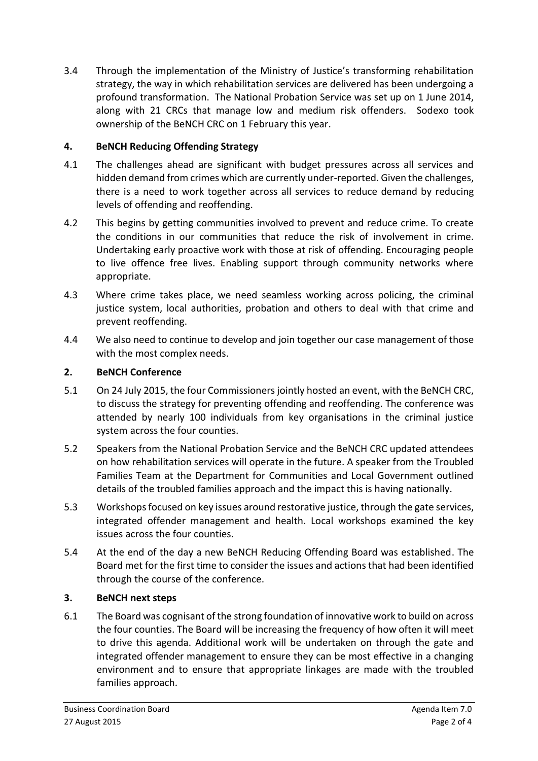3.4 Through the implementation of the Ministry of Justice's transforming rehabilitation strategy, the way in which rehabilitation services are delivered has been undergoing a profound transformation. The National Probation Service was set up on 1 June 2014, along with 21 CRCs that manage low and medium risk offenders. Sodexo took ownership of the BeNCH CRC on 1 February this year.

## 4. BeNCH Reducing Offending Strategy

4.1 The challenges ahead are significant with budget pressures across all services and hidden demand from crimes which are currently under-reported. Given the challenges, there is a need to work together across all services to reduce demand by reducing levels of offending and reoffending.

4.2 This begins by getting communities involved to prevent and reduce crime. To create the conditions in our communities that reduce the risk of involvement in crime. Undertaking early proactive work with those at risk of offending. Encouraging people to live offence free lives. Enabling support through community networks where appropriate.

4.3 Where crime takes place, we need seamless working across policing, the criminal justice system, local authorities, probation and others to deal with that crime and prevent reoffending.

4.4 We also need to continue to develop and join together our case management of those with the most complex needs.

## 2. BeNCH Conference

5.1 On 24 July 2015, the four Commissioners jointly hosted an event, with the BeNCH CRC, to discuss the strategy for preventing offending and reoffending. The conference was attended by nearly 100 individuals from key organisations in the criminal justice system across the four counties.

5.2 Speakers from the National Probation Service and the BeNCH CRC updated attendees on how rehabilitation services will operate in the future. A speaker from the Troubled Families Team at the Department for Communities and Local Government outlined details of the troubled families approach and the impact this is having nationally.

5.3 Workshops focused on key issues around restorative justice, through the gate services, integrated offender management and health. Local workshops examined the key issues across the four counties.

5.4 At the end of the day a new BeNCH Reducing Offending Board was established. The Board met for the first time to consider the issues and actions that had been identified through the course of the conference.

## 3. BeNCH next steps

6.1 The Board was cognisant of the strong foundation of innovative work to build on across the four counties. The Board will be increasing the frequency of how often it will meet to drive this agenda. Additional work will be undertaken on through the gate and integrated offender management to ensure they can be most effective in a changing environment and to ensure that appropriate linkages are made with the troubled families approach.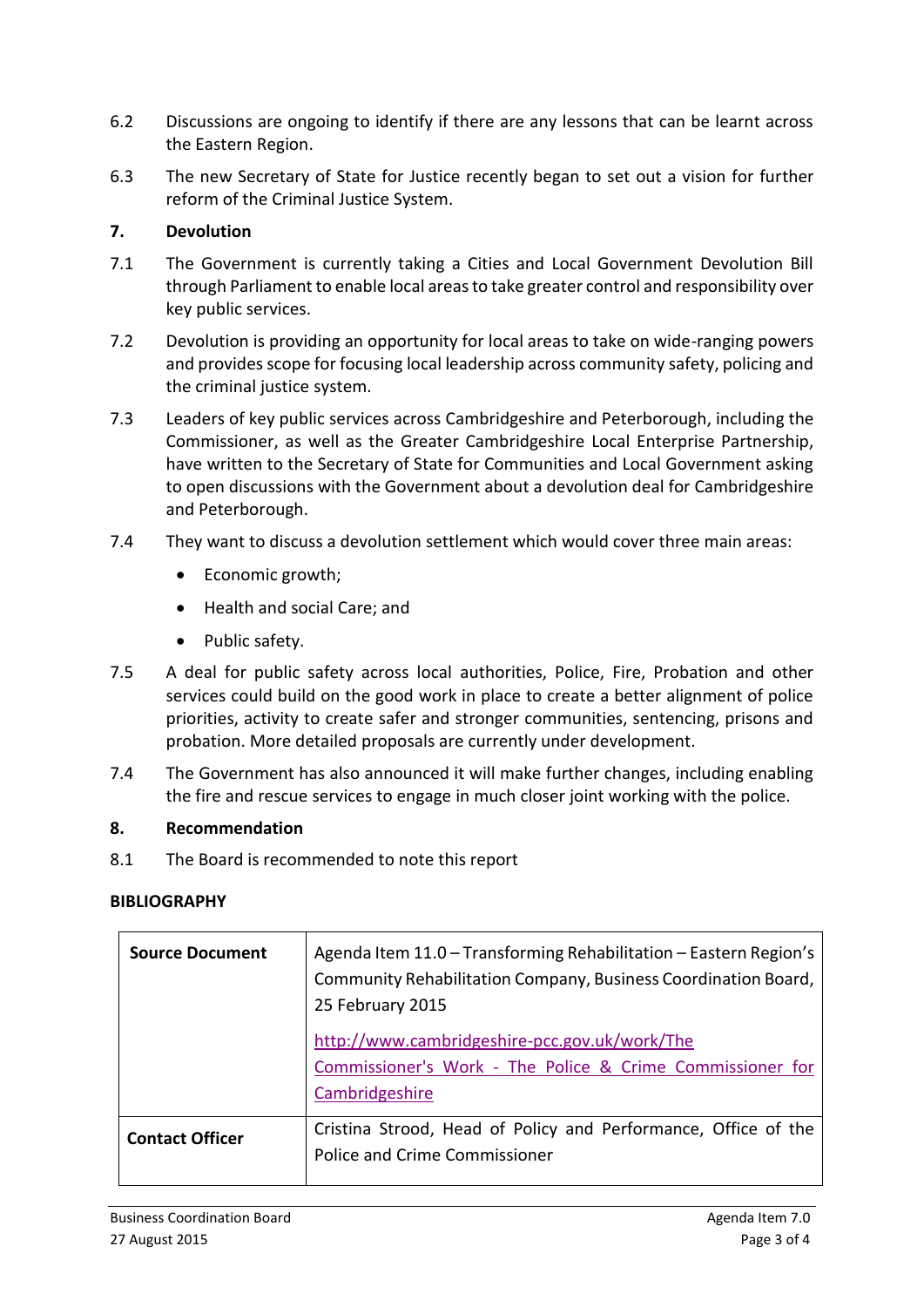6.2 Discussions are ongoing to identify if there are any lessons that can be learnt across the Eastern Region.

6.3 The new Secretary of State for Justice recently began to set out a vision for further reform of the Criminal Justice System.

## 7. Devolution

7.1 The Government is currently taking a Cities and Local Government Devolution Bill through Parliament to enable local areas to take greater control and responsibility over key public services.

7.2 Devolution is providing an opportunity for local areas to take on wide-ranging powers and provides scope for focusing local leadership across community safety, policing and the criminal justice system.

7.3 Leaders of key public services across Cambridgeshire and Peterborough, including the Commissioner, as well as the Greater Cambridgeshire Local Enterprise Partnership, have written to the Secretary of State for Communities and Local Government asking to open discussions with the Government about a devolution deal for Cambridgeshire and Peterborough.

7.4 They want to discuss a devolution settlement which would cover three main areas:

- Economic growth;
- Health and social Care; and
- Public safety.

7.5 A deal for public safety across local authorities, Police, Fire, Probation and other services could build on the good work in place to create a better alignment of police priorities, activity to create safer and stronger communities, sentencing, prisons and probation. More detailed proposals are currently under development.

7.4 The Government has also announced it will make further changes, including enabling the fire and rescue services to engage in much closer joint working with the police.

## 8. Recommendation

8.1 The Board is recommended to note this report

**BIBLIOGRAPHY**

| | |
|---|---|
| **Source Document** | Agenda Item 11.0 – Transforming Rehabilitation – Eastern Region's Community Rehabilitation Company, Business Coordination Board, 25 February 2015<br><br>http://www.cambridgeshire-pcc.gov.uk/work/The Commissioner's Work - The Police & Crime Commissioner for Cambridgeshire |
| **Contact Officer** | Cristina Strood, Head of Policy and Performance, Office of the Police and Crime Commissioner |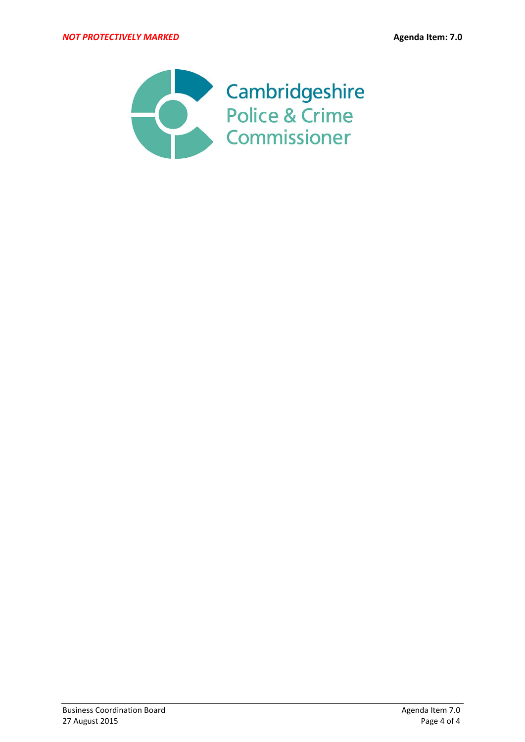Cambridgeshire
Police & Crime
Commissioner